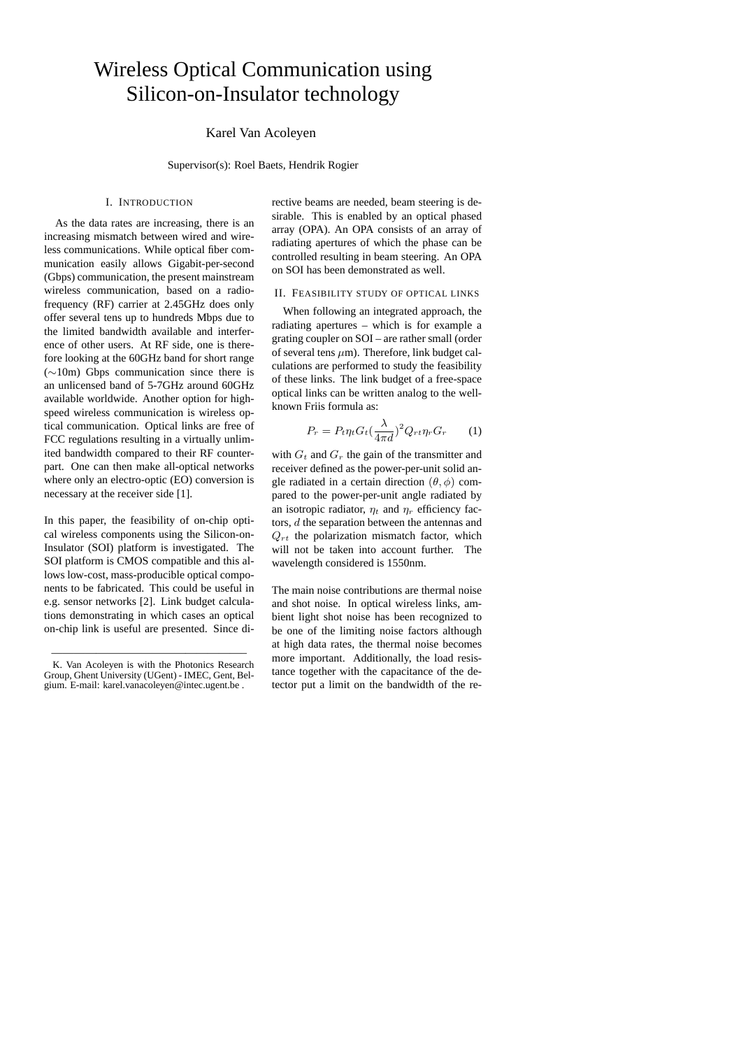# Wireless Optical Communication using Silicon-on-Insulator technology

Karel Van Acoleyen

Supervisor(s): Roel Baets, Hendrik Rogier

## I. Introduction

As the data rates are increasing, there is an increasing mismatch between wired and wireless communications. While optical fiber communication easily allows Gigabit-per-second (Gbps) communication, the present mainstream wireless communication, based on a radio-frequency (RF) carrier at 2.45GHz does only offer several tens up to hundreds Mbps due to the limited bandwidth available and interference of other users. At RF side, one is therefore looking at the 60GHz band for short range (∼10m) Gbps communication since there is an unlicensed band of 5-7GHz around 60GHz available worldwide. Another option for high-speed wireless communication is wireless optical communication. Optical links are free of FCC regulations resulting in a virtually unlimited bandwidth compared to their RF counterpart. One can then make all-optical networks where only an electro-optic (EO) conversion is necessary at the receiver side [1].

In this paper, the feasibility of on-chip optical wireless components using the Silicon-on-Insulator (SOI) platform is investigated. The SOI platform is CMOS compatible and this allows low-cost, mass-producible optical components to be fabricated. This could be useful in e.g. sensor networks [2]. Link budget calculations demonstrating in which cases an optical on-chip link is useful are presented. Since directive beams are needed, beam steering is desirable. This is enabled by an optical phased array (OPA). An OPA consists of an array of radiating apertures of which the phase can be controlled resulting in beam steering. An OPA on SOI has been demonstrated as well.

K. Van Acoleyen is with the Photonics Research Group, Ghent University (UGent) - IMEC, Gent, Belgium. E-mail: karel.vanacoleyen@intec.ugent.be .

## II. Feasibility study of optical links

When following an integrated approach, the radiating apertures – which is for example a grating coupler on SOI – are rather small (order of several tens $\mu$m). Therefore, link budget calculations are performed to study the feasibility of these links. The link budget of a free-space optical links can be written analog to the well-known Friis formula as:

$$P_r = P_t \eta_t G_t \left(\frac{\lambda}{4\pi d}\right)^2 Q_{rt} \eta_r G_r \qquad (1)$$

with $G_t$ and $G_r$ the gain of the transmitter and receiver defined as the power-per-unit solid angle radiated in a certain direction $(\theta, \phi)$ compared to the power-per-unit angle radiated by an isotropic radiator, $\eta_t$ and $\eta_r$ efficiency factors, $d$ the separation between the antennas and $Q_{rt}$ the polarization mismatch factor, which will not be taken into account further. The wavelength considered is 1550nm.

The main noise contributions are thermal noise and shot noise. In optical wireless links, ambient light shot noise has been recognized to be one of the limiting noise factors although at high data rates, the thermal noise becomes more important. Additionally, the load resistance together with the capacitance of the detector put a limit on the bandwidth of the re-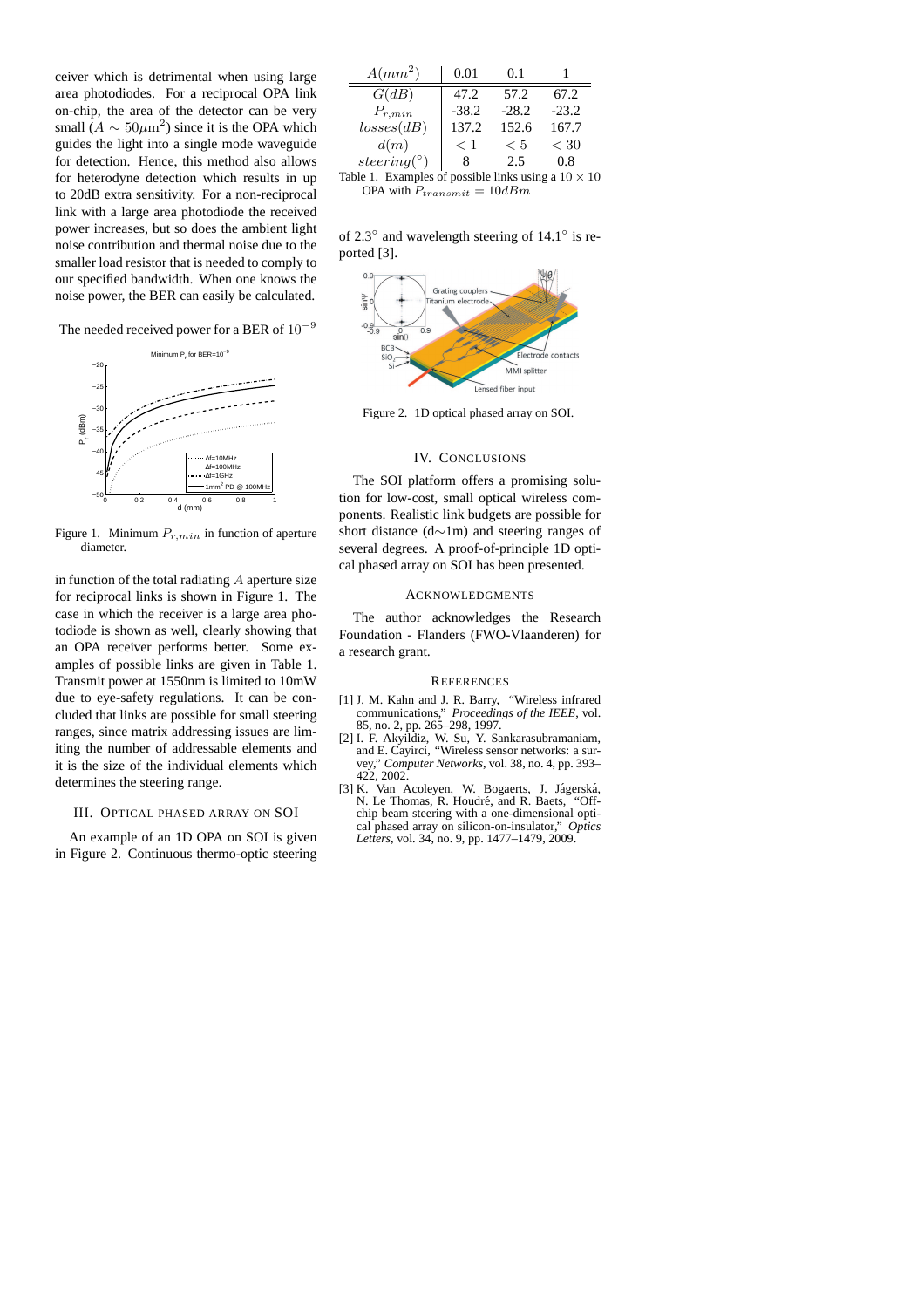ceiver which is detrimental when using large area photodiodes. For a reciprocal OPA link on-chip, the area of the detector can be very small ($A \sim 50\mu m^2$) since it is the OPA which guides the light into a single mode waveguide for detection. Hence, this method also allows for heterodyne detection which results in up to 20dB extra sensitivity. For a non-reciprocal link with a large area photodiode the received power increases, but so does the ambient light noise contribution and thermal noise due to the smaller load resistor that is needed to comply to our specified bandwidth. When one knows the noise power, the BER can easily be calculated.

The needed received power for a BER of $10^{-9}$

Minimum $P_r$ for BER=$10^{-9}$

$P_r$ (dBm)

−20
−25
−30
−35
−40
−45
−50

0
0.2
0.4
0.6
0.8
1

d (mm)

Δf=10MHz
Δf=100MHz
Δf=1GHz
1mm² PD @ 100MHz

Figure 1. Minimum $P_{r,min}$ in function of aperture diameter.

in function of the total radiating $A$ aperture size for reciprocal links is shown in Figure 1. The case in which the receiver is a large area photodiode is shown as well, clearly showing that an OPA receiver performs better. Some examples of possible links are given in Table 1. Transmit power at 1550nm is limited to 10mW due to eye-safety regulations. It can be concluded that links are possible for small steering ranges, since matrix addressing issues are limiting the number of addressable elements and it is the size of the individual elements which determines the steering range.

## III. Optical Phased Array on SOI

An example of an 1D OPA on SOI is given in Figure 2. Continuous thermo-optic steering

| $A(mm^2)$ | 0.01 | 0.1 | 1 |
|---|---|---|---|
| $G(dB)$ | 47.2 | 57.2 | 67.2 |
| $P_{r,min}$ | -38.2 | -28.2 | -23.2 |
| $losses(dB)$ | 137.2 | 152.6 | 167.7 |
| $d(m)$ | $< 1$ | $< 5$ | $< 30$ |
| $steering(°)$ | 8 | 2.5 | 0.8 |

Table 1. Examples of possible links using a $10 \times 10$ OPA with $P_{transmit} = 10dBm$

of 2.3° and wavelength steering of 14.1° is reported [3].

0.9
sinψ
0
-0.9
-0.9
0
0.9
sinθ
ψ
θ
Grating couplers
Titanium electrode
BCB
$SiO_2$
Si
Electrode contacts
MMI splitter
Lensed fiber input

Figure 2. 1D optical phased array on SOI.

## IV. Conclusions

The SOI platform offers a promising solution for low-cost, small optical wireless components. Realistic link budgets are possible for short distance (d∼1m) and steering ranges of several degrees. A proof-of-principle 1D optical phased array on SOI has been presented.

## Acknowledgments

The author acknowledges the Research Foundation - Flanders (FWO-Vlaanderen) for a research grant.

## References

[1] J. M. Kahn and J. R. Barry, "Wireless infrared communications," *Proceedings of the IEEE*, vol. 85, no. 2, pp. 265–298, 1997.

[2] I. F. Akyildiz, W. Su, Y. Sankarasubramaniam, and E. Cayirci, "Wireless sensor networks: a survey," *Computer Networks*, vol. 38, no. 4, pp. 393–422, 2002.

[3] K. Van Acoleyen, W. Bogaerts, J. Jágerská, N. Le Thomas, R. Houdré, and R. Baets, "Off-chip beam steering with a one-dimensional optical phased array on silicon-on-insulator," *Optics Letters*, vol. 34, no. 9, pp. 1477–1479, 2009.